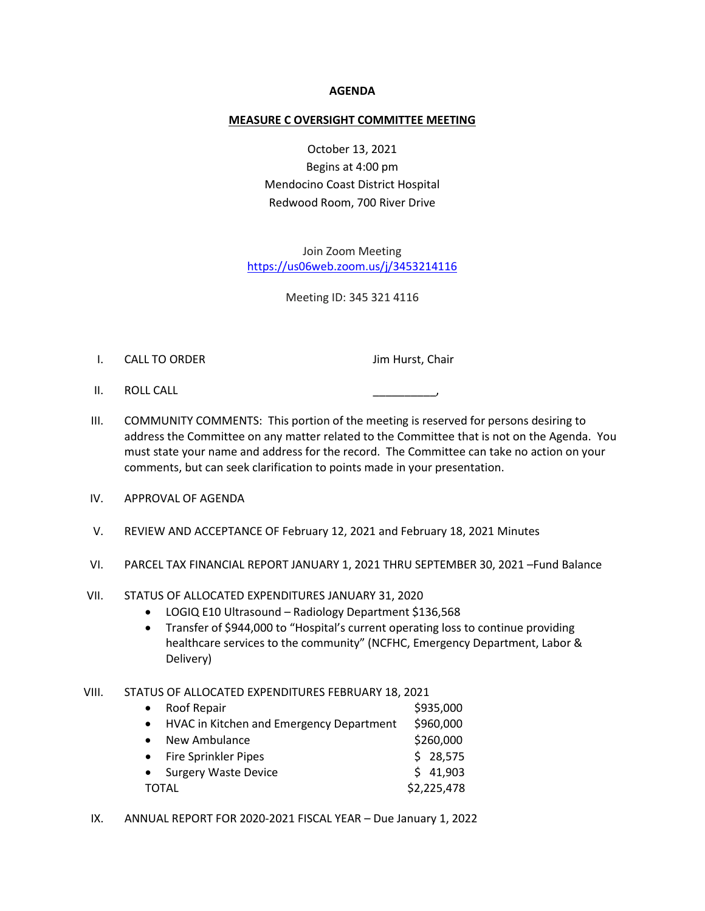**AGENDA**

**MEASURE C OVERSIGHT COMMITTEE MEETING**

October 13, 2021
Begins at 4:00 pm
Mendocino Coast District Hospital
Redwood Room, 700 River Drive

Join Zoom Meeting
https://us06web.zoom.us/j/3453214116

Meeting ID: 345 321 4116

I. CALL TO ORDER — Jim Hurst, Chair

II. ROLL CALL — __________,

III. COMMUNITY COMMENTS: This portion of the meeting is reserved for persons desiring to address the Committee on any matter related to the Committee that is not on the Agenda. You must state your name and address for the record. The Committee can take no action on your comments, but can seek clarification to points made in your presentation.

IV. APPROVAL OF AGENDA

V. REVIEW AND ACCEPTANCE OF February 12, 2021 and February 18, 2021 Minutes

VI. PARCEL TAX FINANCIAL REPORT JANUARY 1, 2021 THRU SEPTEMBER 30, 2021 –Fund Balance

VII. STATUS OF ALLOCATED EXPENDITURES JANUARY 31, 2020
- LOGIQ E10 Ultrasound – Radiology Department $136,568
- Transfer of $944,000 to "Hospital's current operating loss to continue providing healthcare services to the community" (NCFHC, Emergency Department, Labor & Delivery)

VIII. STATUS OF ALLOCATED EXPENDITURES FEBRUARY 18, 2021

| Item | Amount |
|---|---|
| • Roof Repair | $935,000 |
| • HVAC in Kitchen and Emergency Department | $960,000 |
| • New Ambulance | $260,000 |
| • Fire Sprinkler Pipes | $ 28,575 |
| • Surgery Waste Device | $ 41,903 |
| TOTAL | $2,225,478 |

IX. ANNUAL REPORT FOR 2020-2021 FISCAL YEAR – Due January 1, 2022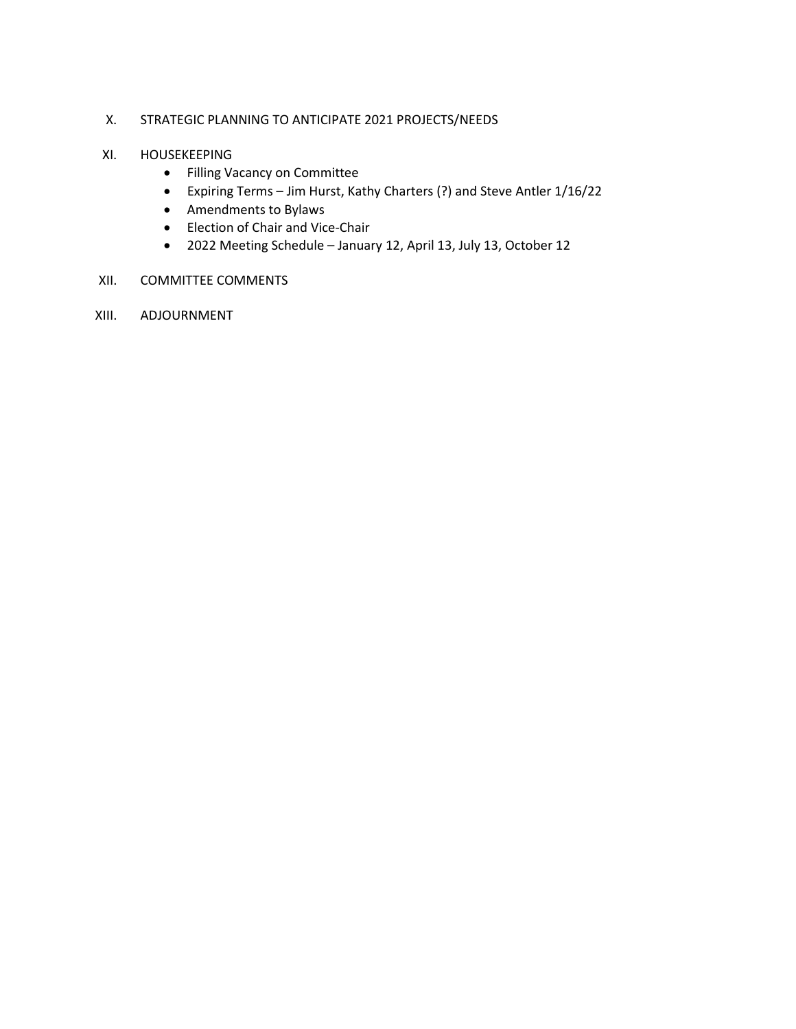X. STRATEGIC PLANNING TO ANTICIPATE 2021 PROJECTS/NEEDS

XI. HOUSEKEEPING

- Filling Vacancy on Committee
- Expiring Terms – Jim Hurst, Kathy Charters (?) and Steve Antler 1/16/22
- Amendments to Bylaws
- Election of Chair and Vice-Chair
- 2022 Meeting Schedule – January 12, April 13, July 13, October 12

XII. COMMITTEE COMMENTS

XIII. ADJOURNMENT